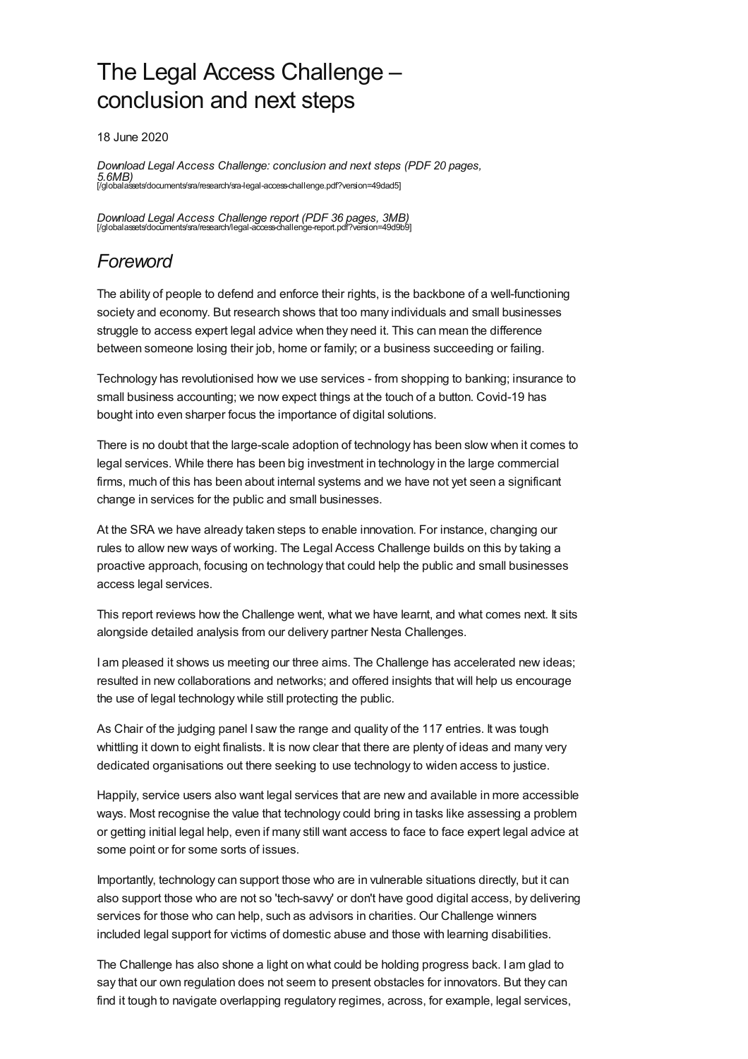# The Legal Access Challenge – conclusion and next steps

18 June 2020

*Download Legal Access Challenge: conclusion and next steps (PDF 20 pages, 5.6MB)* [/globalassets/documents/sra/research/sra-legal-access-challenge.pdf?version=49dad5]

*Download Legal Access Challenge report (PDF 36 pages, 3MB)* [/globalassets/documents/sra/research/legal-access-challenge-report.pdf?version=49d9b9]

## *Foreword*

The ability of people to defend and enforce their rights, is the backbone of a well-functioning society and economy. But research shows that too many individuals and small businesses struggle to access expert legal advice when they need it. This can mean the difference between someone losing their job, home or family; or a business succeeding or failing.

Technology has revolutionised how we use services - from shopping to banking; insurance to small business accounting; we now expect things at the touch of a button. Covid-19 has bought into even sharper focus the importance of digital solutions.

There is no doubt that the large-scale adoption of technology has been slow when it comes to legal services. While there has been big investment in technology in the large commercial firms, much of this has been about internal systems and we have not yet seen a significant change in services for the public and small businesses.

At the SRA we have already taken steps to enable innovation. For instance, changing our rules to allow new ways of working. The Legal Access Challenge builds on this by taking a proactive approach, focusing on technology that could help the public and small businesses access legal services.

This report reviews how the Challenge went, what we have learnt, and what comes next. It sits alongside detailed analysis from our delivery partner Nesta Challenges.

I am pleased it shows us meeting our three aims. The Challenge has accelerated new ideas; resulted in new collaborations and networks; and offered insights that will help us encourage the use of legal technology while still protecting the public.

As Chair of the judging panel I saw the range and quality of the 117 entries. It was tough whittling it down to eight finalists. It is now clear that there are plenty of ideas and many very dedicated organisations out there seeking to use technology to widen access to justice.

Happily, service users also want legal services that are new and available in more accessible ways. Most recognise the value that technology could bring in tasks like assessing a problem or getting initial legal help, even if many still want access to face to face expert legal advice at some point or for some sorts of issues.

Importantly, technology can support those who are in vulnerable situations directly, but it can also support those who are not so 'tech-savvy' or don't have good digital access, by delivering services for those who can help, such as advisors in charities. Our Challenge winners included legal support for victims of domestic abuse and those with learning disabilities.

The Challenge has also shone a light on what could be holding progress back. I am glad to say that our own regulation does not seem to present obstacles for innovators. But they can find it tough to navigate overlapping regulatory regimes, across, for example, legal services,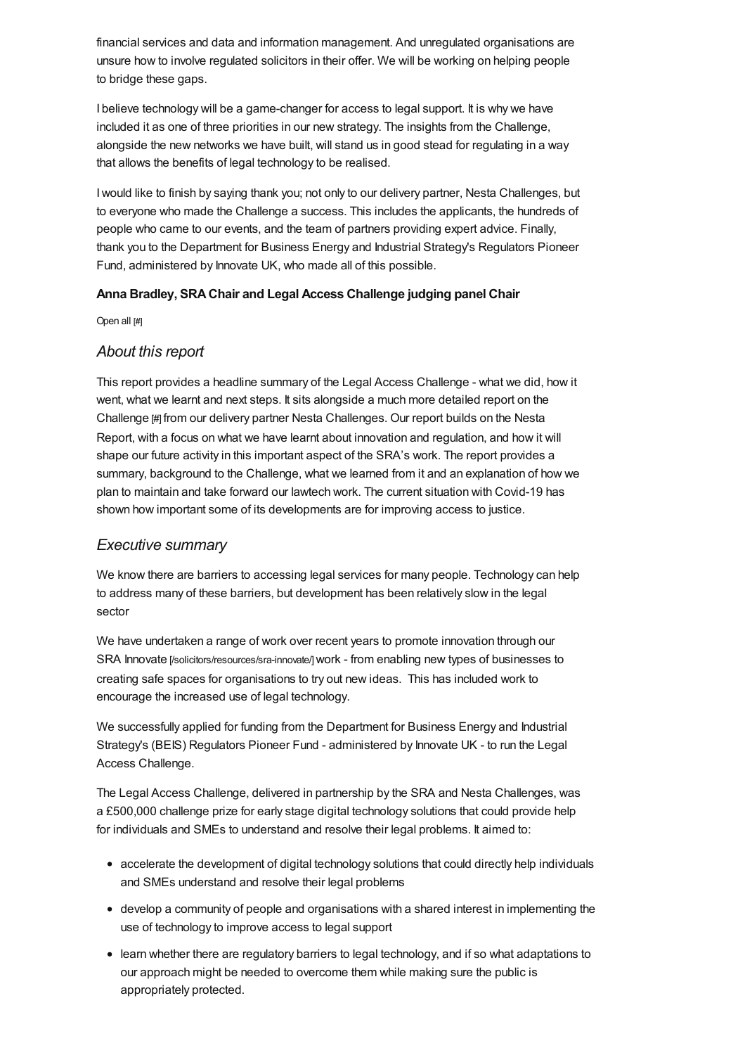financial services and data and information management. And unregulated organisations are unsure how to involve regulated solicitors in their offer. We will be working on helping people to bridge these gaps.

I believe technology will be a game-changer for access to legal support. It is why we have included it as one of three priorities in our new strategy. The insights from the Challenge, alongside the new networks we have built, will stand us in good stead for regulating in a way that allows the benefits of legal technology to be realised.

I would like to finish by saying thank you; not only to our delivery partner, Nesta Challenges, but to everyone who made the Challenge a success. This includes the applicants, the hundreds of people who came to our events, and the team of partners providing expert advice. Finally, thank you to the Department for Business Energy and Industrial Strategy's Regulators Pioneer Fund, administered by Innovate UK, who made all of this possible.

**Anna Bradley, SRA Chair and Legal Access Challenge judging panel Chair**

Open all [#]

## *About this report*

This report provides a headline summary of the Legal Access Challenge - what we did, how it went, what we learnt and next steps. It sits alongside a much more detailed report on the Challenge [#] from our delivery partner Nesta Challenges. Our report builds on the Nesta Report, with a focus on what we have learnt about innovation and regulation, and how it will shape our future activity in this important aspect of the SRA's work. The report provides a summary, background to the Challenge, what we learned from it and an explanation of how we plan to maintain and take forward our lawtech work. The current situation with Covid-19 has shown how important some of its developments are for improving access to justice.

## *Executive summary*

We know there are barriers to accessing legal services for many people. Technology can help to address many of these barriers, but development has been relatively slow in the legal sector

We have undertaken a range of work over recent years to promote innovation through our SRA Innovate [/solicitors/resources/sra-innovate/] work - from enabling new types of businesses to creating safe spaces for organisations to try out new ideas. This has included work to encourage the increased use of legal technology.

We successfully applied for funding from the Department for Business Energy and Industrial Strategy's (BEIS) Regulators Pioneer Fund - administered by Innovate UK - to run the Legal Access Challenge.

The Legal Access Challenge, delivered in partnership by the SRA and Nesta Challenges, was a £500,000 challenge prize for early stage digital technology solutions that could provide help for individuals and SMEs to understand and resolve their legal problems. It aimed to:

- accelerate the development of digital technology solutions that could directly help individuals and SMEs understand and resolve their legal problems
- develop a community of people and organisations with a shared interest in implementing the use of technology to improve access to legal support
- learn whether there are regulatory barriers to legal technology, and if so what adaptations to our approach might be needed to overcome them while making sure the public is appropriately protected.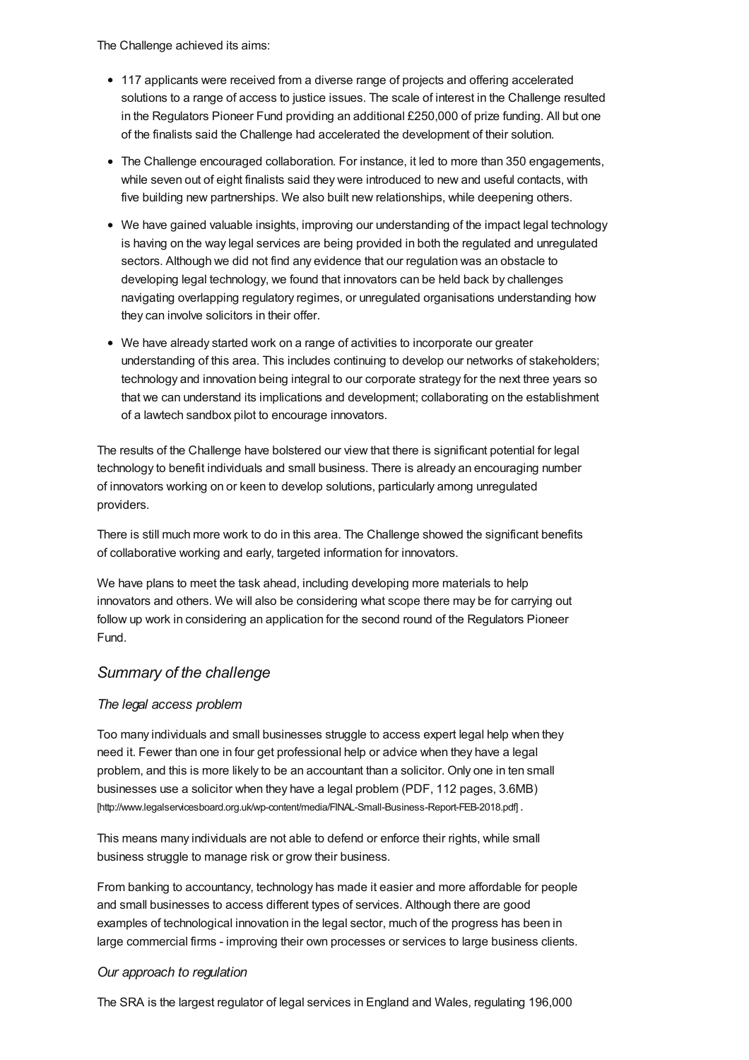The Challenge achieved its aims:

- 117 applicants were received from a diverse range of projects and offering accelerated solutions to a range of access to justice issues. The scale of interest in the Challenge resulted in the Regulators Pioneer Fund providing an additional £250,000 of prize funding. All but one of the finalists said the Challenge had accelerated the development of their solution.
- The Challenge encouraged collaboration. For instance, it led to more than 350 engagements, while seven out of eight finalists said they were introduced to new and useful contacts, with five building new partnerships. We also built new relationships, while deepening others.
- We have gained valuable insights, improving our understanding of the impact legal technology is having on the way legal services are being provided in both the regulated and unregulated sectors. Although we did not find any evidence that our regulation was an obstacle to developing legal technology, we found that innovators can be held back by challenges navigating overlapping regulatory regimes, or unregulated organisations understanding how they can involve solicitors in their offer.
- We have already started work on a range of activities to incorporate our greater understanding of this area. This includes continuing to develop our networks of stakeholders; technology and innovation being integral to our corporate strategy for the next three years so that we can understand its implications and development; collaborating on the establishment of a lawtech sandbox pilot to encourage innovators.

The results of the Challenge have bolstered our view that there is significant potential for legal technology to benefit individuals and small business. There is already an encouraging number of innovators working on or keen to develop solutions, particularly among unregulated providers.

There is still much more work to do in this area. The Challenge showed the significant benefits of collaborative working and early, targeted information for innovators.

We have plans to meet the task ahead, including developing more materials to help innovators and others. We will also be considering what scope there may be for carrying out follow up work in considering an application for the second round of the Regulators Pioneer Fund.

## *Summary of the challenge*

### *The legal access problem*

Too many individuals and small businesses struggle to access expert legal help when they need it. Fewer than one in four get professional help or advice when they have a legal problem, and this is more likely to be an accountant than a solicitor. Only one in ten small businesses use a solicitor when they have a legal problem (PDF, 112 pages, 3.6MB) [http://www.legalservicesboard.org.uk/wp-content/media/FINAL-Small-Business-Report-FEB-2018.pdf] .

This means many individuals are not able to defend or enforce their rights, while small business struggle to manage risk or grow their business.

From banking to accountancy, technology has made it easier and more affordable for people and small businesses to access different types of services. Although there are good examples of technological innovation in the legal sector, much of the progress has been in large commercial firms - improving their own processes or services to large business clients.

### *Our approach to regulation*

The SRA is the largest regulator of legal services in England and Wales, regulating 196,000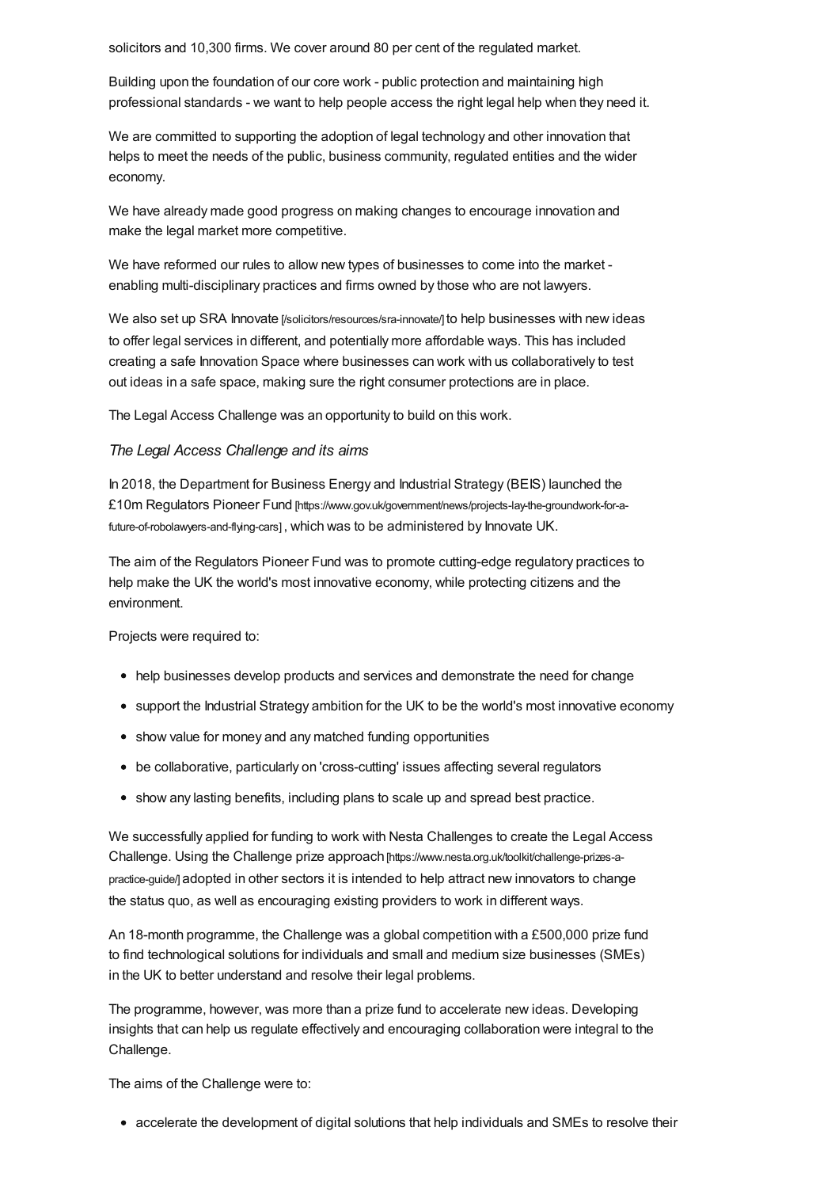solicitors and 10,300 firms. We cover around 80 per cent of the regulated market.

Building upon the foundation of our core work - public protection and maintaining high professional standards - we want to help people access the right legal help when they need it.

We are committed to supporting the adoption of legal technology and other innovation that helps to meet the needs of the public, business community, regulated entities and the wider economy.

We have already made good progress on making changes to encourage innovation and make the legal market more competitive.

We have reformed our rules to allow new types of businesses to come into the market - enabling multi-disciplinary practices and firms owned by those who are not lawyers.

We also set up SRA Innovate [/solicitors/resources/sra-innovate/] to help businesses with new ideas to offer legal services in different, and potentially more affordable ways. This has included creating a safe Innovation Space where businesses can work with us collaboratively to test out ideas in a safe space, making sure the right consumer protections are in place.

The Legal Access Challenge was an opportunity to build on this work.

*The Legal Access Challenge and its aims*

In 2018, the Department for Business Energy and Industrial Strategy (BEIS) launched the £10m Regulators Pioneer Fund [https://www.gov.uk/government/news/projects-lay-the-groundwork-for-a-future-of-robolawyers-and-flying-cars], which was to be administered by Innovate UK.

The aim of the Regulators Pioneer Fund was to promote cutting-edge regulatory practices to help make the UK the world's most innovative economy, while protecting citizens and the environment.

Projects were required to:

- help businesses develop products and services and demonstrate the need for change
- support the Industrial Strategy ambition for the UK to be the world's most innovative economy
- show value for money and any matched funding opportunities
- be collaborative, particularly on 'cross-cutting' issues affecting several regulators
- show any lasting benefits, including plans to scale up and spread best practice.

We successfully applied for funding to work with Nesta Challenges to create the Legal Access Challenge. Using the Challenge prize approach [https://www.nesta.org.uk/toolkit/challenge-prizes-a-practice-guide/] adopted in other sectors it is intended to help attract new innovators to change the status quo, as well as encouraging existing providers to work in different ways.

An 18-month programme, the Challenge was a global competition with a £500,000 prize fund to find technological solutions for individuals and small and medium size businesses (SMEs) in the UK to better understand and resolve their legal problems.

The programme, however, was more than a prize fund to accelerate new ideas. Developing insights that can help us regulate effectively and encouraging collaboration were integral to the Challenge.

The aims of the Challenge were to:

- accelerate the development of digital solutions that help individuals and SMEs to resolve their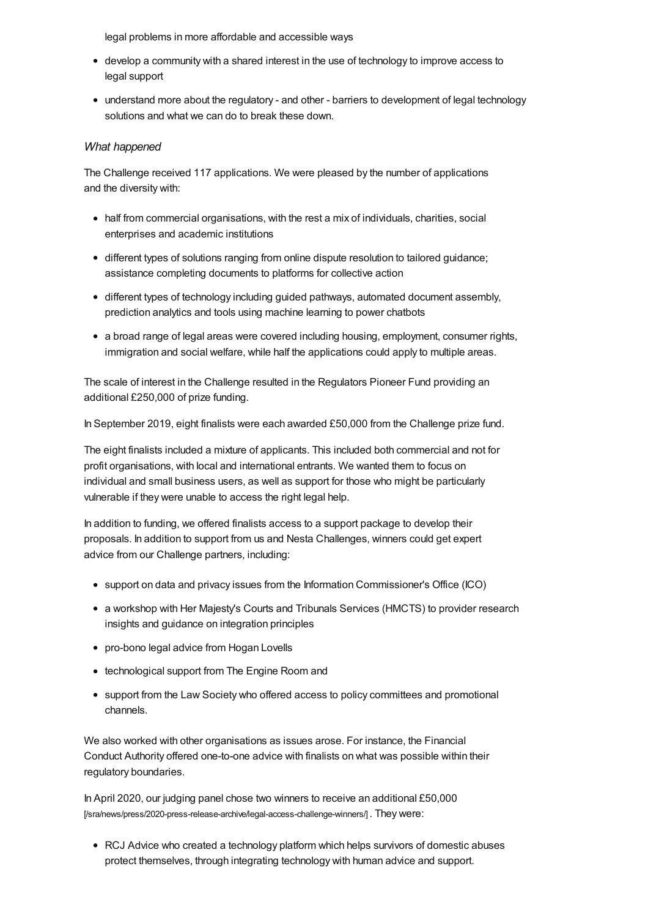legal problems in more affordable and accessible ways

- develop a community with a shared interest in the use of technology to improve access to legal support
- understand more about the regulatory - and other - barriers to development of legal technology solutions and what we can do to break these down.

*What happened*

The Challenge received 117 applications. We were pleased by the number of applications and the diversity with:

- half from commercial organisations, with the rest a mix of individuals, charities, social enterprises and academic institutions
- different types of solutions ranging from online dispute resolution to tailored guidance; assistance completing documents to platforms for collective action
- different types of technology including guided pathways, automated document assembly, prediction analytics and tools using machine learning to power chatbots
- a broad range of legal areas were covered including housing, employment, consumer rights, immigration and social welfare, while half the applications could apply to multiple areas.

The scale of interest in the Challenge resulted in the Regulators Pioneer Fund providing an additional £250,000 of prize funding.

In September 2019, eight finalists were each awarded £50,000 from the Challenge prize fund.

The eight finalists included a mixture of applicants. This included both commercial and not for profit organisations, with local and international entrants. We wanted them to focus on individual and small business users, as well as support for those who might be particularly vulnerable if they were unable to access the right legal help.

In addition to funding, we offered finalists access to a support package to develop their proposals. In addition to support from us and Nesta Challenges, winners could get expert advice from our Challenge partners, including:

- support on data and privacy issues from the Information Commissioner's Office (ICO)
- a workshop with Her Majesty's Courts and Tribunals Services (HMCTS) to provider research insights and guidance on integration principles
- pro-bono legal advice from Hogan Lovells
- technological support from The Engine Room and
- support from the Law Society who offered access to policy committees and promotional channels.

We also worked with other organisations as issues arose. For instance, the Financial Conduct Authority offered one-to-one advice with finalists on what was possible within their regulatory boundaries.

In April 2020, our judging panel chose two winners to receive an additional £50,000 [/sra/news/press/2020-press-release-archive/legal-access-challenge-winners/]. They were:

- RCJ Advice who created a technology platform which helps survivors of domestic abuses protect themselves, through integrating technology with human advice and support.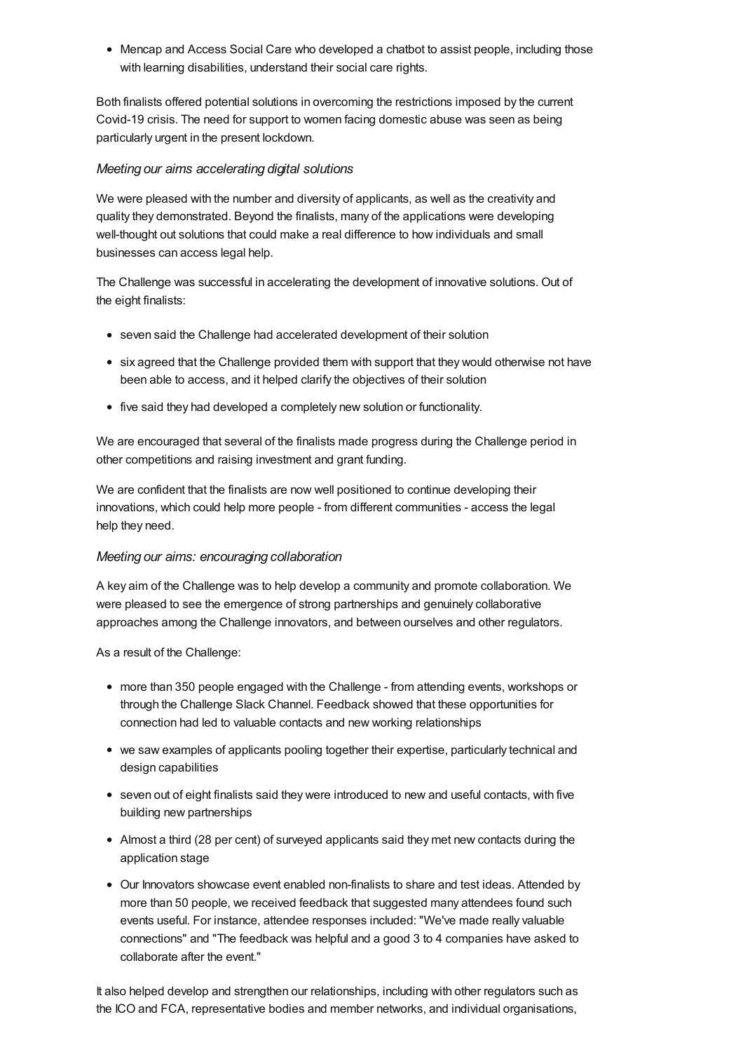- Mencap and Access Social Care who developed a chatbot to assist people, including those with learning disabilities, understand their social care rights.

Both finalists offered potential solutions in overcoming the restrictions imposed by the current Covid-19 crisis. The need for support to women facing domestic abuse was seen as being particularly urgent in the present lockdown.

*Meeting our aims accelerating digital solutions*

We were pleased with the number and diversity of applicants, as well as the creativity and quality they demonstrated. Beyond the finalists, many of the applications were developing well-thought out solutions that could make a real difference to how individuals and small businesses can access legal help.

The Challenge was successful in accelerating the development of innovative solutions. Out of the eight finalists:

- seven said the Challenge had accelerated development of their solution
- six agreed that the Challenge provided them with support that they would otherwise not have been able to access, and it helped clarify the objectives of their solution
- five said they had developed a completely new solution or functionality.

We are encouraged that several of the finalists made progress during the Challenge period in other competitions and raising investment and grant funding.

We are confident that the finalists are now well positioned to continue developing their innovations, which could help more people - from different communities - access the legal help they need.

*Meeting our aims: encouraging collaboration*

A key aim of the Challenge was to help develop a community and promote collaboration. We were pleased to see the emergence of strong partnerships and genuinely collaborative approaches among the Challenge innovators, and between ourselves and other regulators.

As a result of the Challenge:

- more than 350 people engaged with the Challenge - from attending events, workshops or through the Challenge Slack Channel. Feedback showed that these opportunities for connection had led to valuable contacts and new working relationships
- we saw examples of applicants pooling together their expertise, particularly technical and design capabilities
- seven out of eight finalists said they were introduced to new and useful contacts, with five building new partnerships
- Almost a third (28 per cent) of surveyed applicants said they met new contacts during the application stage
- Our Innovators showcase event enabled non-finalists to share and test ideas. Attended by more than 50 people, we received feedback that suggested many attendees found such events useful. For instance, attendee responses included: "We've made really valuable connections" and "The feedback was helpful and a good 3 to 4 companies have asked to collaborate after the event."

It also helped develop and strengthen our relationships, including with other regulators such as the ICO and FCA, representative bodies and member networks, and individual organisations,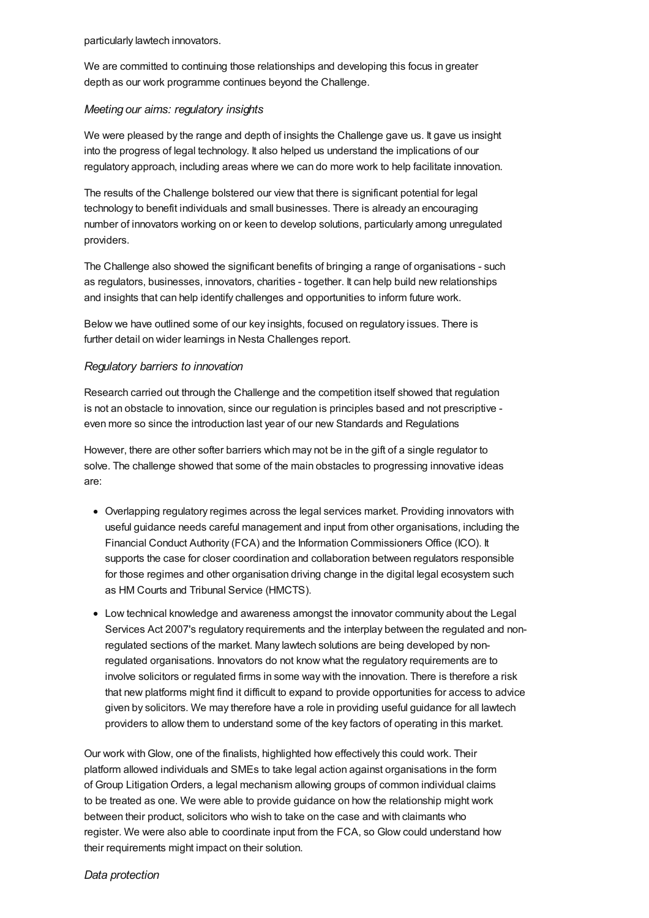particularly lawtech innovators.

We are committed to continuing those relationships and developing this focus in greater depth as our work programme continues beyond the Challenge.

*Meeting our aims: regulatory insights*

We were pleased by the range and depth of insights the Challenge gave us. It gave us insight into the progress of legal technology. It also helped us understand the implications of our regulatory approach, including areas where we can do more work to help facilitate innovation.

The results of the Challenge bolstered our view that there is significant potential for legal technology to benefit individuals and small businesses. There is already an encouraging number of innovators working on or keen to develop solutions, particularly among unregulated providers.

The Challenge also showed the significant benefits of bringing a range of organisations - such as regulators, businesses, innovators, charities - together. It can help build new relationships and insights that can help identify challenges and opportunities to inform future work.

Below we have outlined some of our key insights, focused on regulatory issues. There is further detail on wider learnings in Nesta Challenges report.

*Regulatory barriers to innovation*

Research carried out through the Challenge and the competition itself showed that regulation is not an obstacle to innovation, since our regulation is principles based and not prescriptive - even more so since the introduction last year of our new Standards and Regulations

However, there are other softer barriers which may not be in the gift of a single regulator to solve. The challenge showed that some of the main obstacles to progressing innovative ideas are:

- Overlapping regulatory regimes across the legal services market. Providing innovators with useful guidance needs careful management and input from other organisations, including the Financial Conduct Authority (FCA) and the Information Commissioners Office (ICO). It supports the case for closer coordination and collaboration between regulators responsible for those regimes and other organisation driving change in the digital legal ecosystem such as HM Courts and Tribunal Service (HMCTS).
- Low technical knowledge and awareness amongst the innovator community about the Legal Services Act 2007's regulatory requirements and the interplay between the regulated and non-regulated sections of the market. Many lawtech solutions are being developed by non-regulated organisations. Innovators do not know what the regulatory requirements are to involve solicitors or regulated firms in some way with the innovation. There is therefore a risk that new platforms might find it difficult to expand to provide opportunities for access to advice given by solicitors. We may therefore have a role in providing useful guidance for all lawtech providers to allow them to understand some of the key factors of operating in this market.

Our work with Glow, one of the finalists, highlighted how effectively this could work. Their platform allowed individuals and SMEs to take legal action against organisations in the form of Group Litigation Orders, a legal mechanism allowing groups of common individual claims to be treated as one. We were able to provide guidance on how the relationship might work between their product, solicitors who wish to take on the case and with claimants who register. We were also able to coordinate input from the FCA, so Glow could understand how their requirements might impact on their solution.

*Data protection*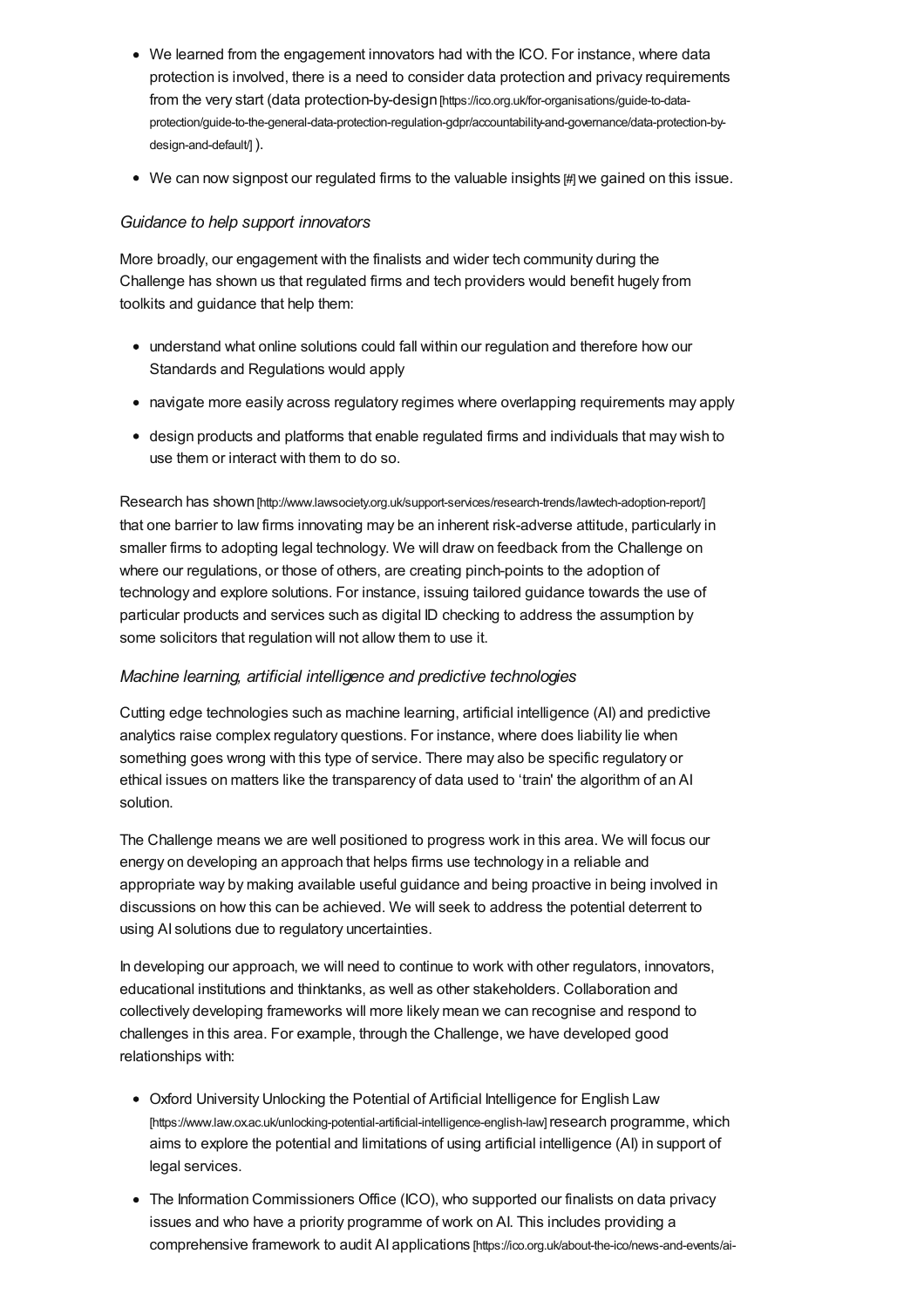- We learned from the engagement innovators had with the ICO. For instance, where data protection is involved, there is a need to consider data protection and privacy requirements from the very start (data protection-by-design [https://ico.org.uk/for-organisations/guide-to-data-protection/guide-to-the-general-data-protection-regulation-gdpr/accountability-and-governance/data-protection-by-design-and-default/] ).
- We can now signpost our regulated firms to the valuable insights [#] we gained on this issue.

*Guidance to help support innovators*

More broadly, our engagement with the finalists and wider tech community during the Challenge has shown us that regulated firms and tech providers would benefit hugely from toolkits and guidance that help them:

- understand what online solutions could fall within our regulation and therefore how our Standards and Regulations would apply
- navigate more easily across regulatory regimes where overlapping requirements may apply
- design products and platforms that enable regulated firms and individuals that may wish to use them or interact with them to do so.

Research has shown [http://www.lawsociety.org.uk/support-services/research-trends/lawtech-adoption-report/] that one barrier to law firms innovating may be an inherent risk-adverse attitude, particularly in smaller firms to adopting legal technology. We will draw on feedback from the Challenge on where our regulations, or those of others, are creating pinch-points to the adoption of technology and explore solutions. For instance, issuing tailored guidance towards the use of particular products and services such as digital ID checking to address the assumption by some solicitors that regulation will not allow them to use it.

*Machine learning, artificial intelligence and predictive technologies*

Cutting edge technologies such as machine learning, artificial intelligence (AI) and predictive analytics raise complex regulatory questions. For instance, where does liability lie when something goes wrong with this type of service. There may also be specific regulatory or ethical issues on matters like the transparency of data used to 'train' the algorithm of an AI solution.

The Challenge means we are well positioned to progress work in this area. We will focus our energy on developing an approach that helps firms use technology in a reliable and appropriate way by making available useful guidance and being proactive in being involved in discussions on how this can be achieved. We will seek to address the potential deterrent to using AI solutions due to regulatory uncertainties.

In developing our approach, we will need to continue to work with other regulators, innovators, educational institutions and thinktanks, as well as other stakeholders. Collaboration and collectively developing frameworks will more likely mean we can recognise and respond to challenges in this area. For example, through the Challenge, we have developed good relationships with:

- Oxford University Unlocking the Potential of Artificial Intelligence for English Law [https://www.law.ox.ac.uk/unlocking-potential-artificial-intelligence-english-law] research programme, which aims to explore the potential and limitations of using artificial intelligence (AI) in support of legal services.
- The Information Commissioners Office (ICO), who supported our finalists on data privacy issues and who have a priority programme of work on AI. This includes providing a comprehensive framework to audit AI applications [https://ico.org.uk/about-the-ico/news-and-events/ai-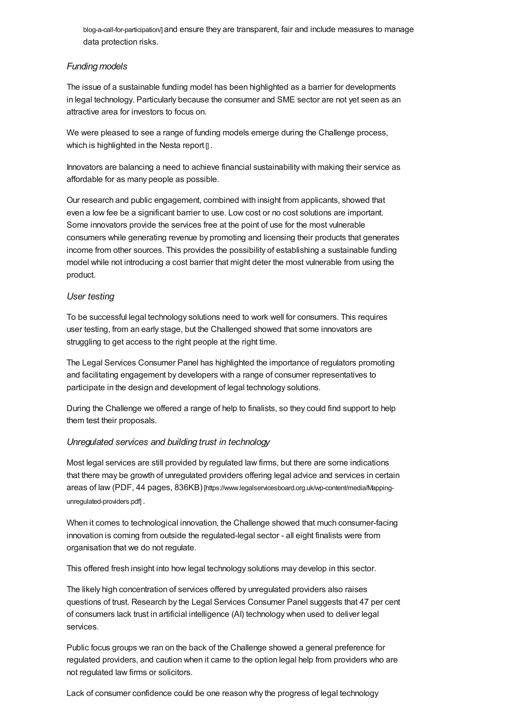blog-a-call-for-participation/] and ensure they are transparent, fair and include measures to manage data protection risks.

### *Funding models*

The issue of a sustainable funding model has been highlighted as a barrier for developments in legal technology. Particularly because the consumer and SME sector are not yet seen as an attractive area for investors to focus on.

We were pleased to see a range of funding models emerge during the Challenge process, which is highlighted in the Nesta report [] .

Innovators are balancing a need to achieve financial sustainability with making their service as affordable for as many people as possible.

Our research and public engagement, combined with insight from applicants, showed that even a low fee be a significant barrier to use. Low cost or no cost solutions are important. Some innovators provide the services free at the point of use for the most vulnerable consumers while generating revenue by promoting and licensing their products that generates income from other sources. This provides the possibility of establishing a sustainable funding model while not introducing a cost barrier that might deter the most vulnerable from using the product.

### *User testing*

To be successful legal technology solutions need to work well for consumers. This requires user testing, from an early stage, but the Challenged showed that some innovators are struggling to get access to the right people at the right time.

The Legal Services Consumer Panel has highlighted the importance of regulators promoting and facilitating engagement by developers with a range of consumer representatives to participate in the design and development of legal technology solutions.

During the Challenge we offered a range of help to finalists, so they could find support to help them test their proposals.

### *Unregulated services and building trust in technology*

Most legal services are still provided by regulated law firms, but there are some indications that there may be growth of unregulated providers offering legal advice and services in certain areas of law (PDF, 44 pages, 836KB) [https://www.legalservicesboard.org.uk/wp-content/media/Mapping-unregulated-providers.pdf] .

When it comes to technological innovation, the Challenge showed that much consumer-facing innovation is coming from outside the regulated-legal sector - all eight finalists were from organisation that we do not regulate.

This offered fresh insight into how legal technology solutions may develop in this sector.

The likely high concentration of services offered by unregulated providers also raises questions of trust. Research by the Legal Services Consumer Panel suggests that 47 per cent of consumers lack trust in artificial intelligence (AI) technology when used to deliver legal services.

Public focus groups we ran on the back of the Challenge showed a general preference for regulated providers, and caution when it came to the option legal help from providers who are not regulated law firms or solicitors.

Lack of consumer confidence could be one reason why the progress of legal technology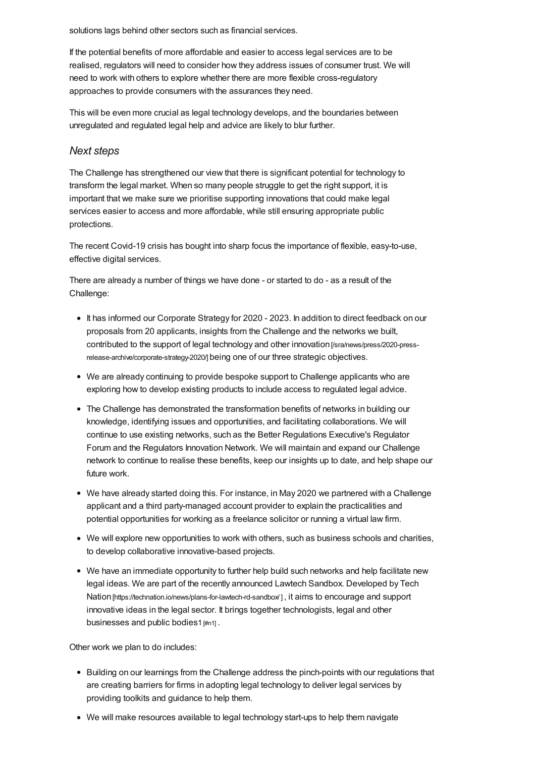solutions lags behind other sectors such as financial services.

If the potential benefits of more affordable and easier to access legal services are to be realised, regulators will need to consider how they address issues of consumer trust. We will need to work with others to explore whether there are more flexible cross-regulatory approaches to provide consumers with the assurances they need.

This will be even more crucial as legal technology develops, and the boundaries between unregulated and regulated legal help and advice are likely to blur further.

### *Next steps*

The Challenge has strengthened our view that there is significant potential for technology to transform the legal market. When so many people struggle to get the right support, it is important that we make sure we prioritise supporting innovations that could make legal services easier to access and more affordable, while still ensuring appropriate public protections.

The recent Covid-19 crisis has bought into sharp focus the importance of flexible, easy-to-use, effective digital services.

There are already a number of things we have done - or started to do - as a result of the Challenge:

- It has informed our Corporate Strategy for 2020 - 2023. In addition to direct feedback on our proposals from 20 applicants, insights from the Challenge and the networks we built, contributed to the support of legal technology and other innovation [/sra/news/press/2020-press-release-archive/corporate-strategy-2020/] being one of our three strategic objectives.
- We are already continuing to provide bespoke support to Challenge applicants who are exploring how to develop existing products to include access to regulated legal advice.
- The Challenge has demonstrated the transformation benefits of networks in building our knowledge, identifying issues and opportunities, and facilitating collaborations. We will continue to use existing networks, such as the Better Regulations Executive's Regulator Forum and the Regulators Innovation Network. We will maintain and expand our Challenge network to continue to realise these benefits, keep our insights up to date, and help shape our future work.
- We have already started doing this. For instance, in May 2020 we partnered with a Challenge applicant and a third party-managed account provider to explain the practicalities and potential opportunities for working as a freelance solicitor or running a virtual law firm.
- We will explore new opportunities to work with others, such as business schools and charities, to develop collaborative innovative-based projects.
- We have an immediate opportunity to further help build such networks and help facilitate new legal ideas. We are part of the recently announced Lawtech Sandbox. Developed by Tech Nation [https://technation.io/news/plans-for-lawtech-rd-sandbox/] , it aims to encourage and support innovative ideas in the legal sector. It brings together technologists, legal and other businesses and public bodies[1] [#n1] .

Other work we plan to do includes:

- Building on our learnings from the Challenge address the pinch-points with our regulations that are creating barriers for firms in adopting legal technology to deliver legal services by providing toolkits and guidance to help them.
- We will make resources available to legal technology start-ups to help them navigate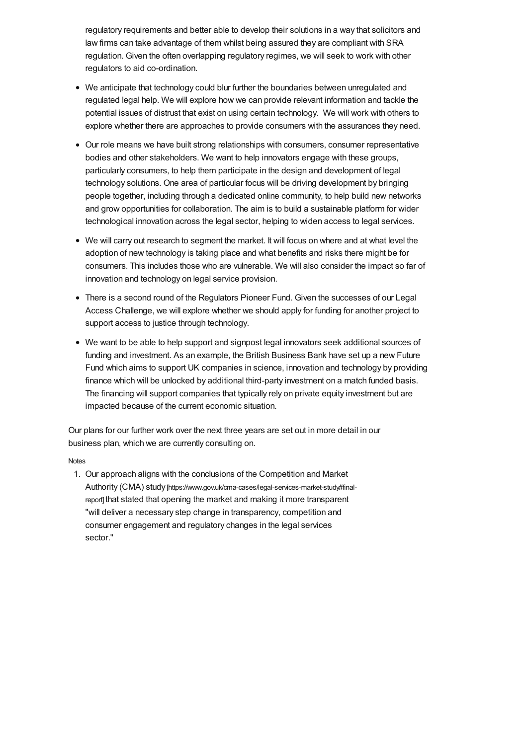regulatory requirements and better able to develop their solutions in a way that solicitors and law firms can take advantage of them whilst being assured they are compliant with SRA regulation. Given the often overlapping regulatory regimes, we will seek to work with other regulators to aid co-ordination.

- We anticipate that technology could blur further the boundaries between unregulated and regulated legal help. We will explore how we can provide relevant information and tackle the potential issues of distrust that exist on using certain technology. We will work with others to explore whether there are approaches to provide consumers with the assurances they need.
- Our role means we have built strong relationships with consumers, consumer representative bodies and other stakeholders. We want to help innovators engage with these groups, particularly consumers, to help them participate in the design and development of legal technology solutions. One area of particular focus will be driving development by bringing people together, including through a dedicated online community, to help build new networks and grow opportunities for collaboration. The aim is to build a sustainable platform for wider technological innovation across the legal sector, helping to widen access to legal services.
- We will carry out research to segment the market. It will focus on where and at what level the adoption of new technology is taking place and what benefits and risks there might be for consumers. This includes those who are vulnerable. We will also consider the impact so far of innovation and technology on legal service provision.
- There is a second round of the Regulators Pioneer Fund. Given the successes of our Legal Access Challenge, we will explore whether we should apply for funding for another project to support access to justice through technology.
- We want to be able to help support and signpost legal innovators seek additional sources of funding and investment. As an example, the British Business Bank have set up a new Future Fund which aims to support UK companies in science, innovation and technology by providing finance which will be unlocked by additional third-party investment on a match funded basis. The financing will support companies that typically rely on private equity investment but are impacted because of the current economic situation.

Our plans for our further work over the next three years are set out in more detail in our business plan, which we are currently consulting on.

Notes

1. Our approach aligns with the conclusions of the Competition and Market Authority (CMA) study [https://www.gov.uk/cma-cases/legal-services-market-study#final-report] that stated that opening the market and making it more transparent "will deliver a necessary step change in transparency, competition and consumer engagement and regulatory changes in the legal services sector."